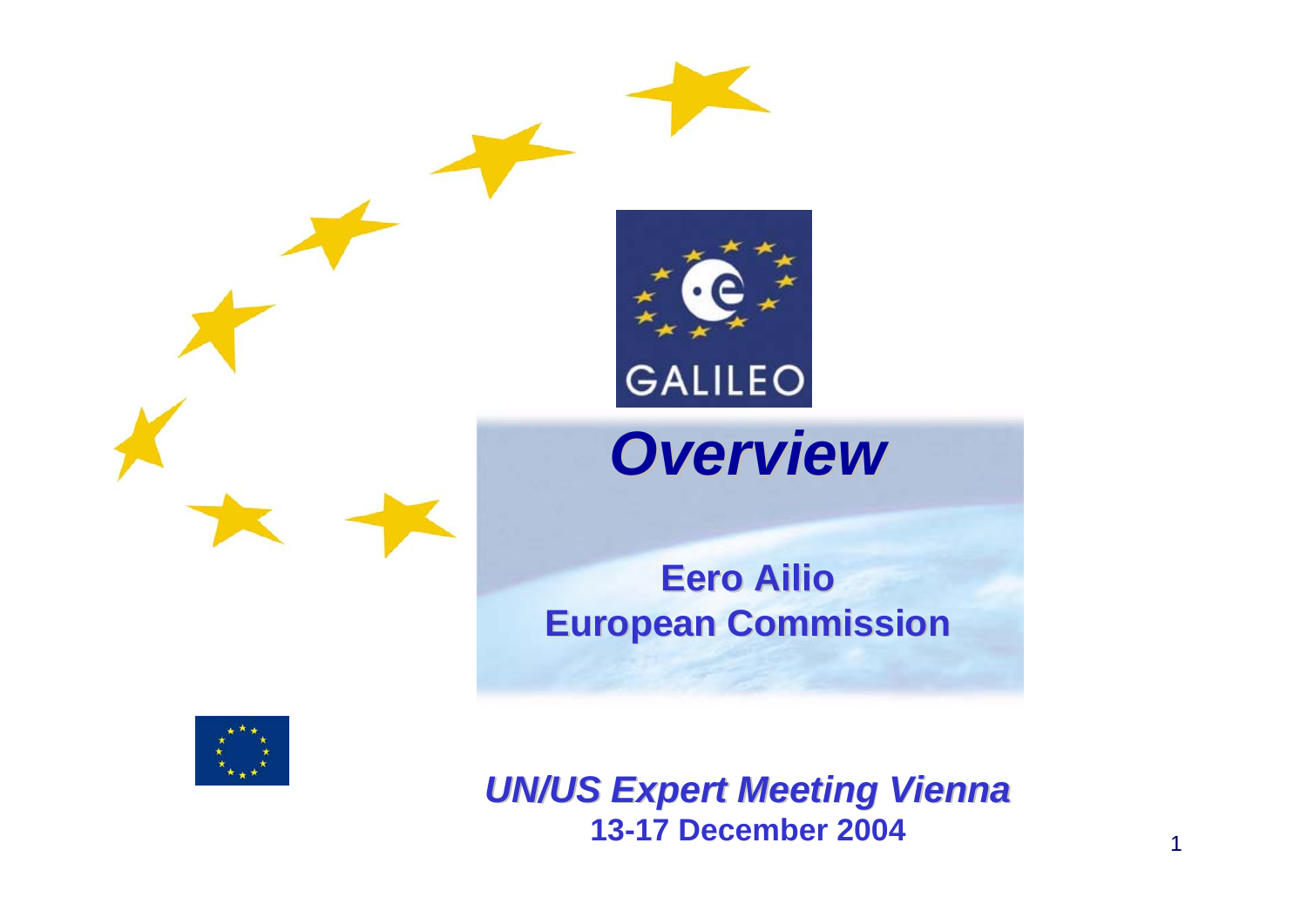GALILEO

# *Overview*

**Eero Ailio**
**European Commission**

***UN/US Expert Meeting Vienna***
**13-17 December 2004**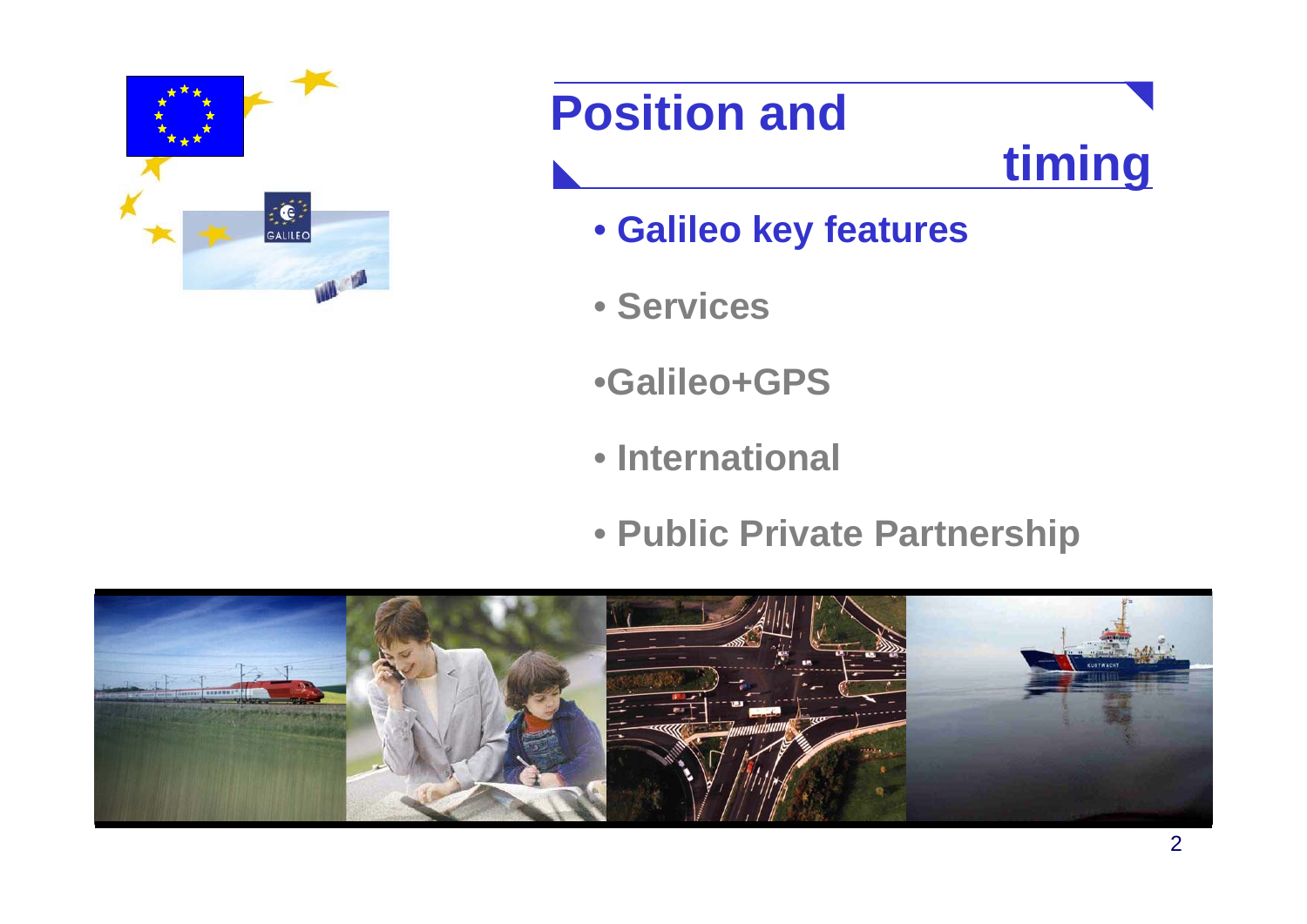# Position and timing

- **Galileo key features**
- **Services**
- **Galileo+GPS**
- **International**
- **Public Private Partnership**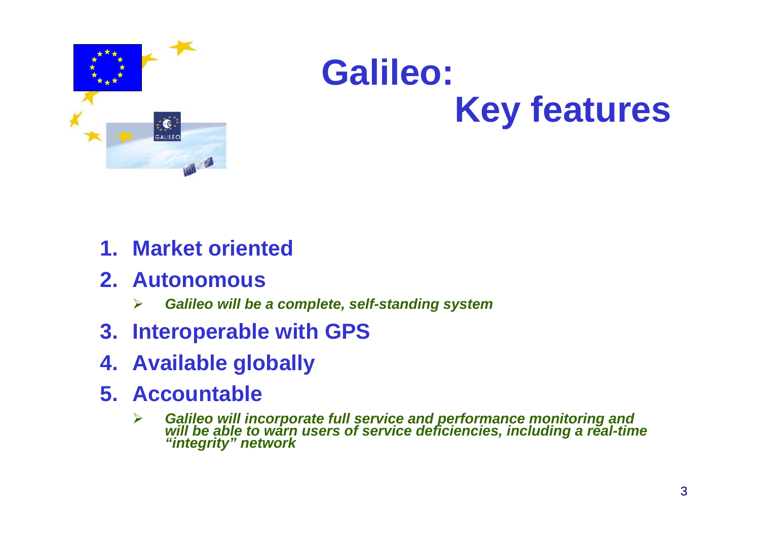# Galileo: Key features

1. **Market oriented**
2. **Autonomous**
   - ***Galileo will be a complete, self-standing system***
3. **Interoperable with GPS**
4. **Available globally**
5. **Accountable**
   - ***Galileo will incorporate full service and performance monitoring and will be able to warn users of service deficiencies, including a real-time "integrity" network***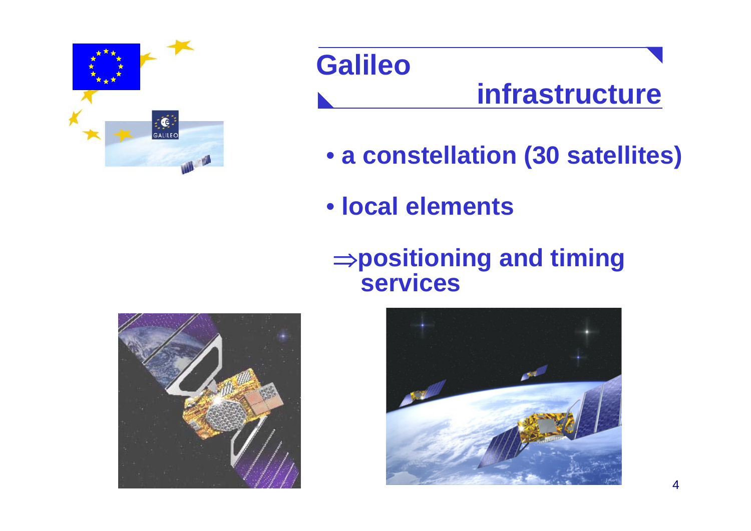# Galileo infrastructure

- a constellation (30 satellites)
- local elements

$\Rightarrow$positioning and timing services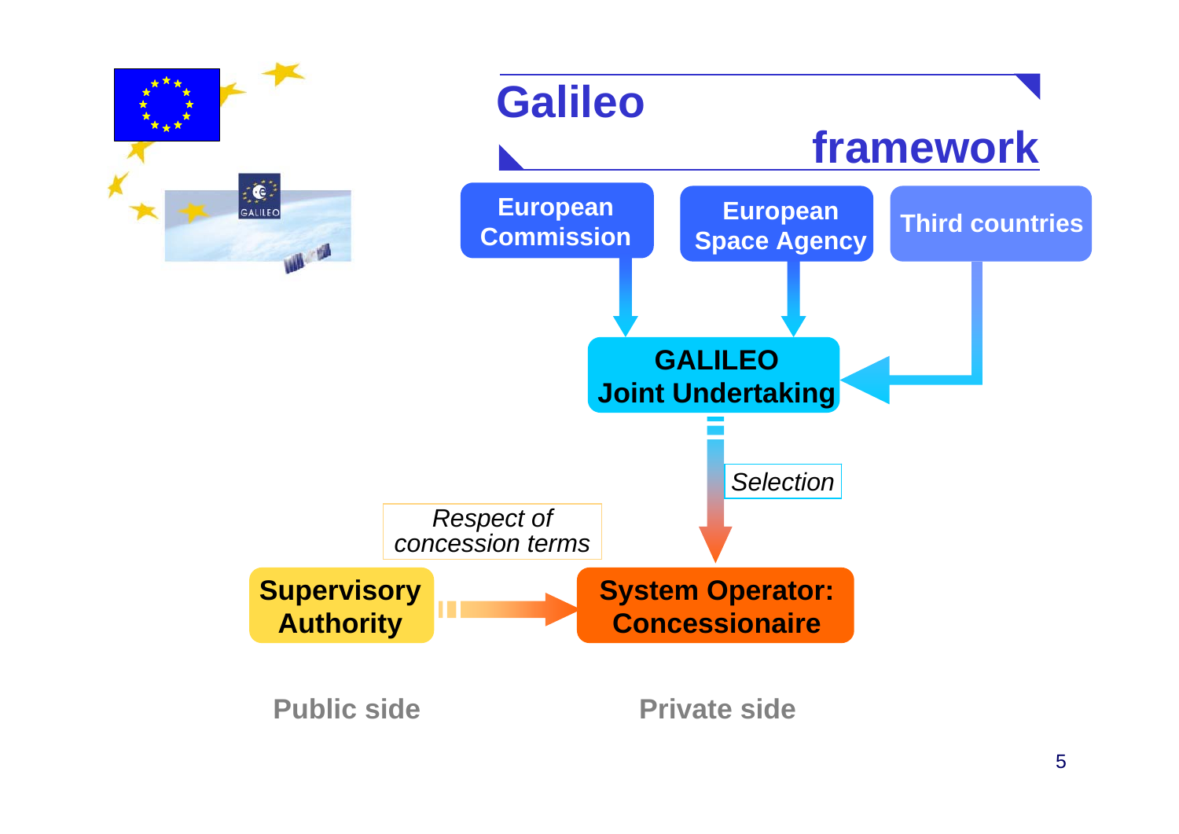# Galileo framework

European Commission

European Space Agency

Third countries

**GALILEO Joint Undertaking**

*Selection*

*Respect of concession terms*

**Supervisory Authority**

**System Operator: Concessionaire**

Public side

Private side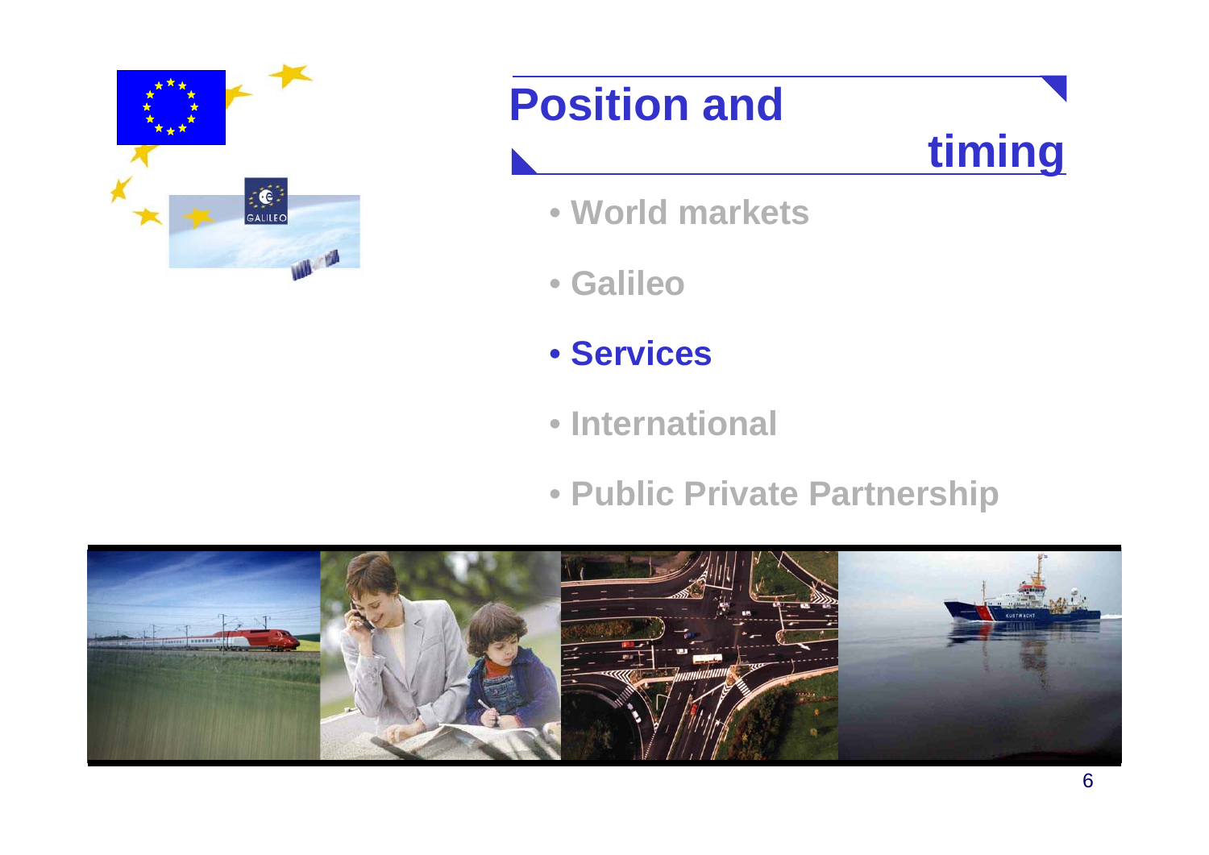# Position and timing

- World markets
- Galileo
- **Services**
- International
- Public Private Partnership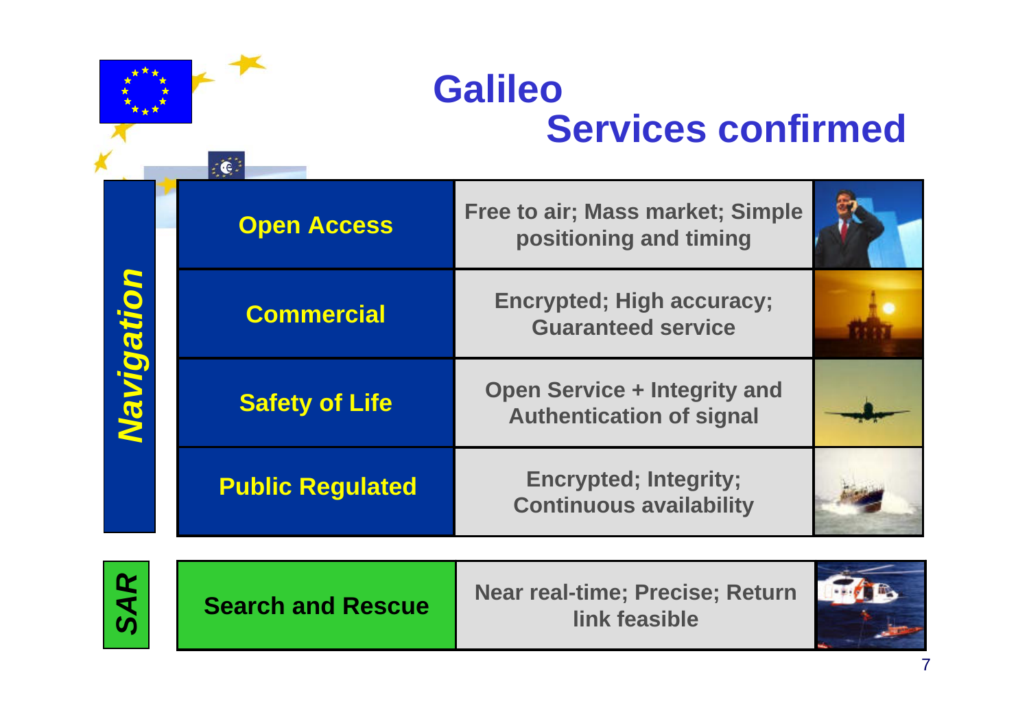# Galileo
## Services confirmed

| | Service | Description |
|---|---|---|
| *Navigation* | Open Access | Free to air; Mass market; Simple positioning and timing |
| | Commercial | Encrypted; High accuracy; Guaranteed service |
| | Safety of Life | Open Service + Integrity and Authentication of signal |
| | Public Regulated | Encrypted; Integrity; Continuous availability |
| *SAR* | Search and Rescue | Near real-time; Precise; Return link feasible |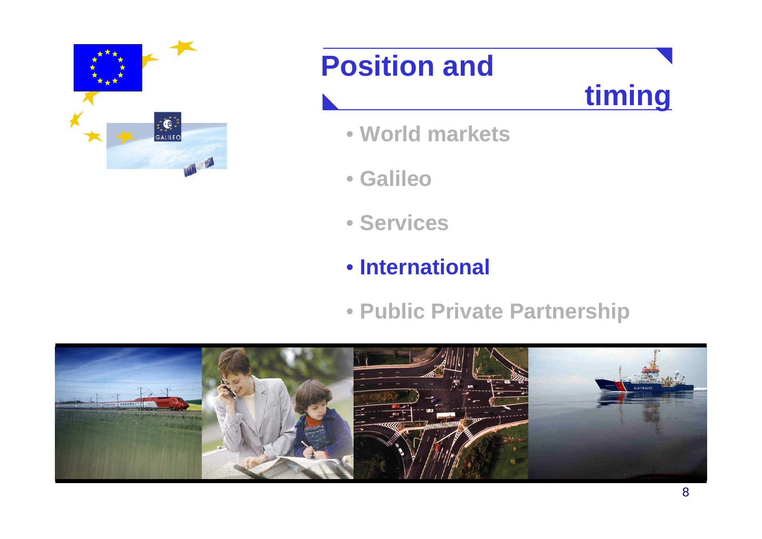# Position and timing

- World markets
- Galileo
- Services
- **International**
- Public Private Partnership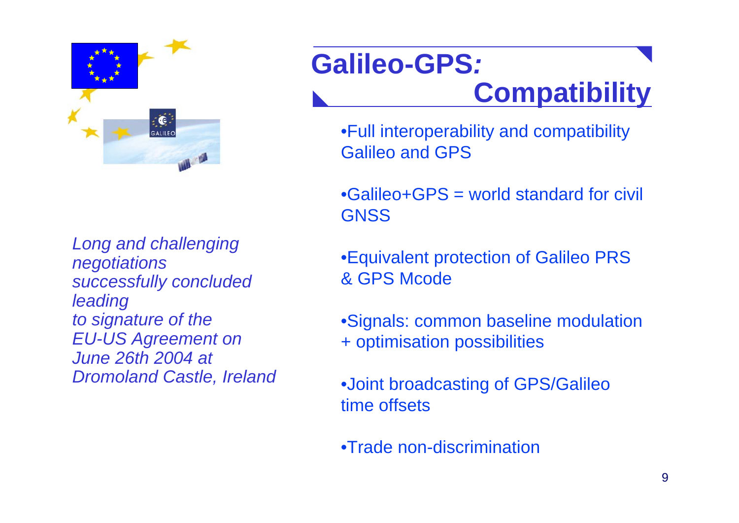# Galileo-GPS*:* Compatibility

*Long and challenging negotiations successfully concluded leading to signature of the EU-US Agreement on June 26th 2004 at Dromoland Castle, Ireland*

- Full interoperability and compatibility Galileo and GPS
- Galileo+GPS = world standard for civil GNSS
- Equivalent protection of Galileo PRS & GPS Mcode
- Signals: common baseline modulation + optimisation possibilities
- Joint broadcasting of GPS/Galileo time offsets
- Trade non-discrimination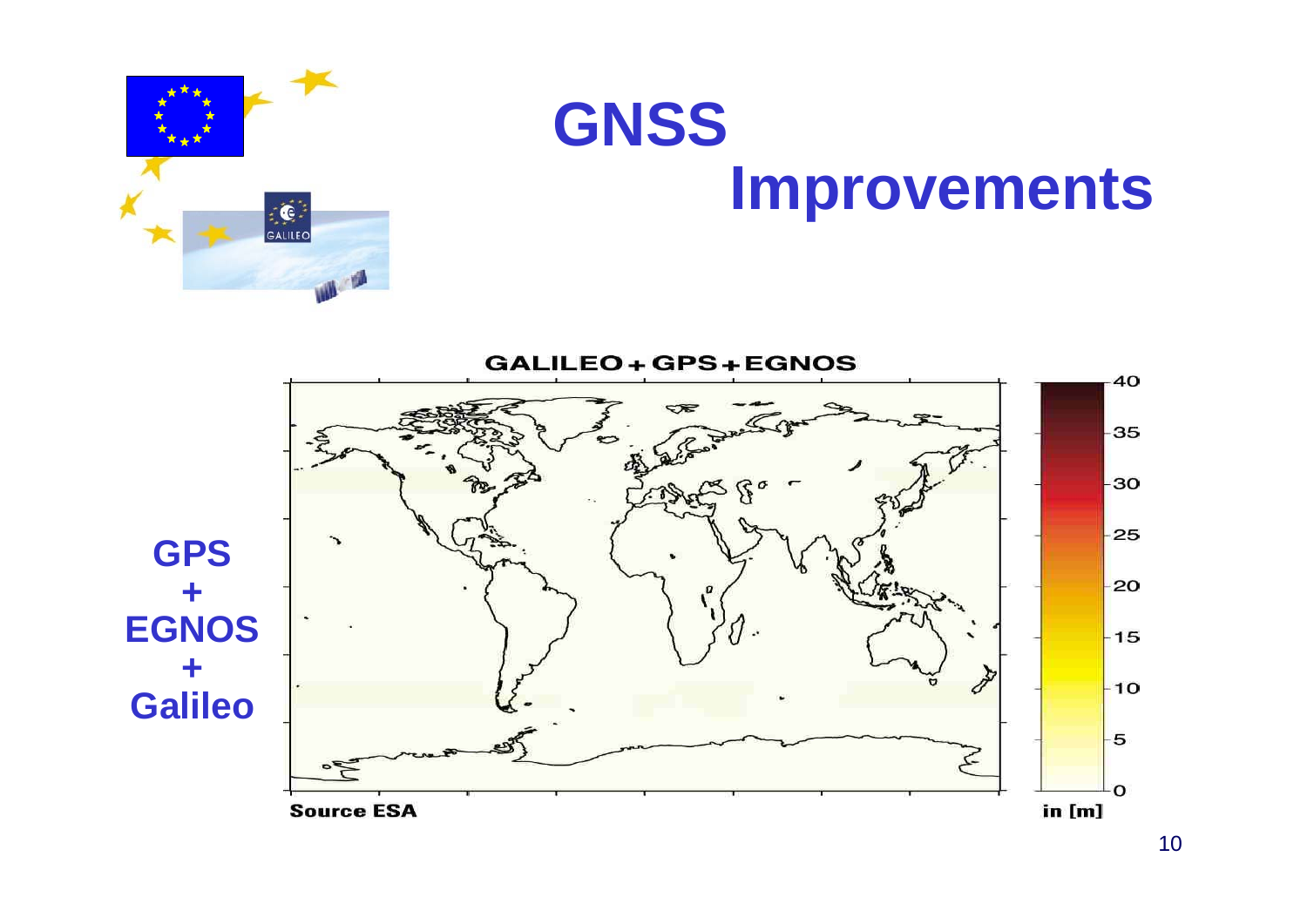# GNSS Improvements

GALILEO + GPS + EGNOS

**GPS + EGNOS + Galileo**

Source ESA

in [m]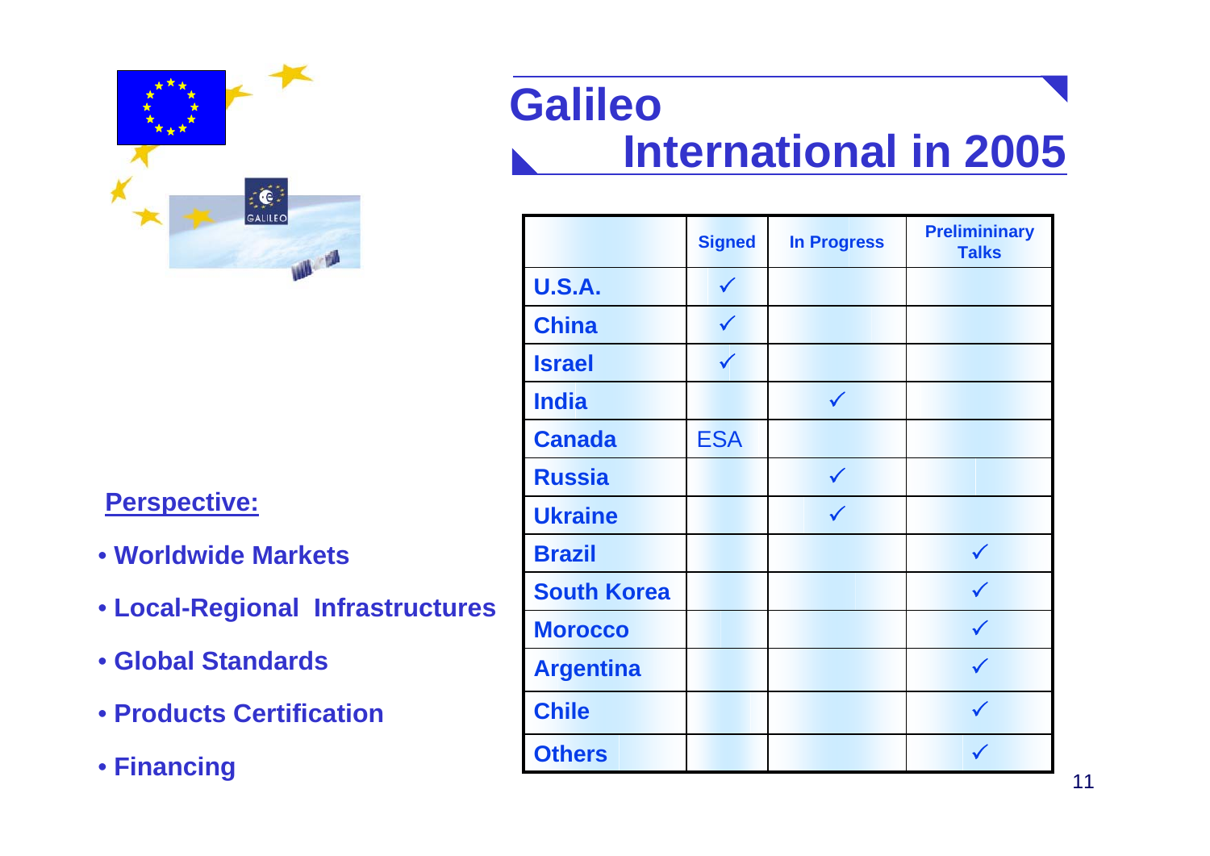# Galileo International in 2005

| | Signed | In Progress | Prelimininary Talks |
|---|---|---|---|
| **U.S.A.** | ✓ | | |
| **China** | ✓ | | |
| **Israel** | ✓ | | |
| **India** | | ✓ | |
| **Canada** | ESA | | |
| **Russia** | | ✓ | |
| **Ukraine** | | ✓ | |
| **Brazil** | | | ✓ |
| **South Korea** | | | ✓ |
| **Morocco** | | | ✓ |
| **Argentina** | | | ✓ |
| **Chile** | | | ✓ |
| **Others** | | | ✓ |

**Perspective:**

- **Worldwide Markets**
- **Local-Regional Infrastructures**
- **Global Standards**
- **Products Certification**
- **Financing**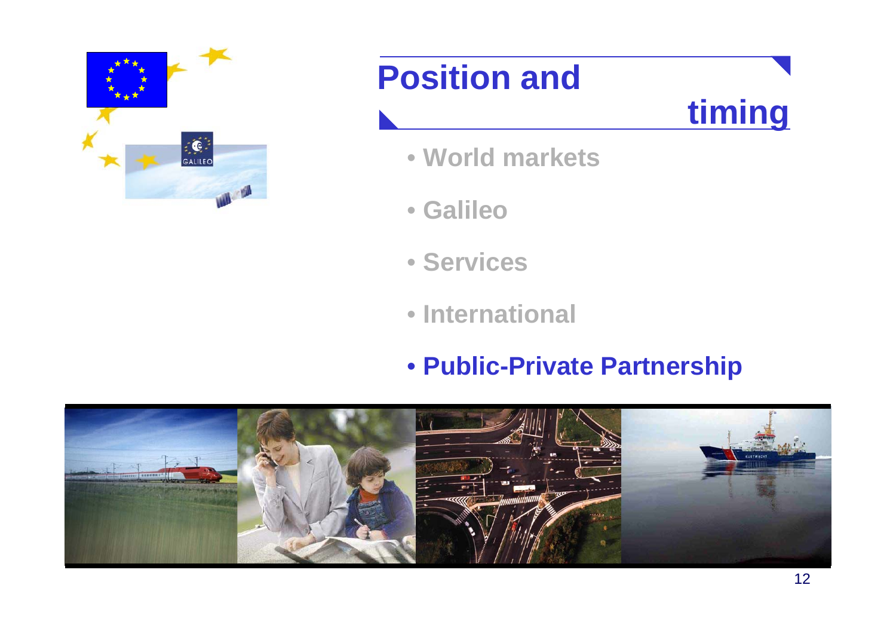# Position and timing

- World markets
- Galileo
- Services
- International
- **Public-Private Partnership**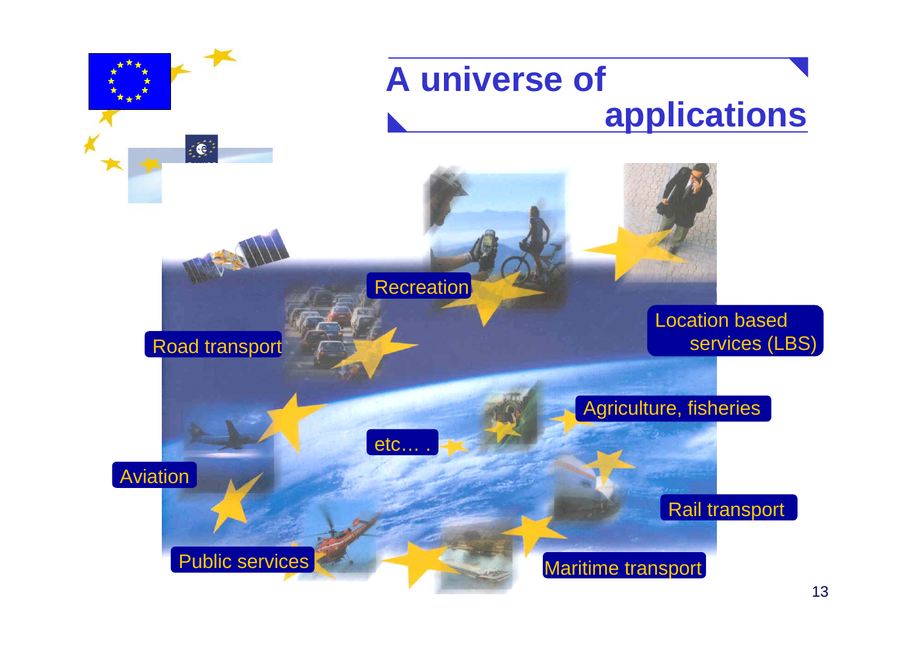# A universe of applications

- Recreation
- Location based services (LBS)
- Road transport
- Agriculture, fisheries
- etc… .
- Aviation
- Rail transport
- Public services
- Maritime transport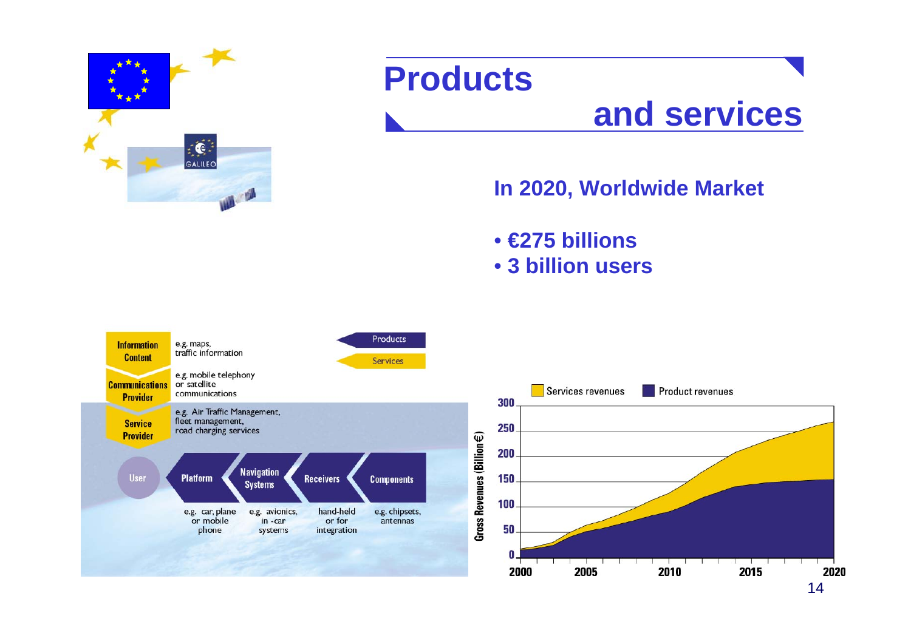# Products and services

**In 2020, Worldwide Market**

- **€275 billions**
- **3 billion users**

Products

Services

| | |
|---|---|
| Information Content | e.g. maps, traffic information |
| Communications Provider | e.g. mobile telephony or satellite communications |
| Service Provider | e.g. Air Traffic Management, fleet management, road charging services |

| User | Platform | Navigation Systems | Receivers | Components |
|---|---|---|---|---|
| | e.g. car, plane or mobile phone | e.g. avionics, in -car systems | hand-held or for integration | e.g. chipsets, antennas |

Services revenues | Product revenues

Gross Revenues (Billion €)

0, 50, 100, 150, 200, 250, 300

2000, 2005, 2010, 2015, 2020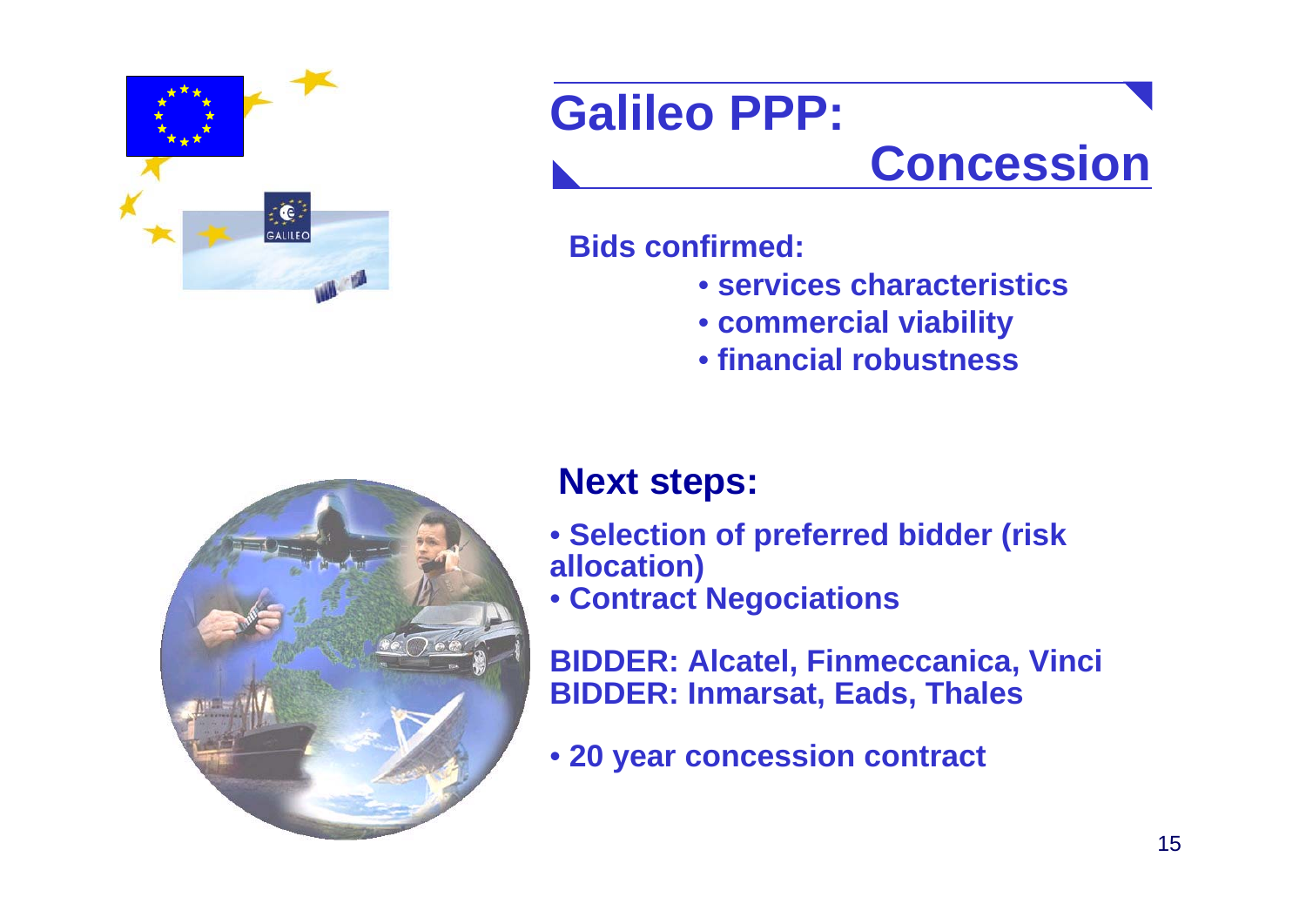# Galileo PPP: Concession

**Bids confirmed:**

- **services characteristics**
- **commercial viability**
- **financial robustness**

## Next steps:

- **Selection of preferred bidder (risk allocation)**
- **Contract Negociations**

**BIDDER: Alcatel, Finmeccanica, Vinci**
**BIDDER: Inmarsat, Eads, Thales**

- **20 year concession contract**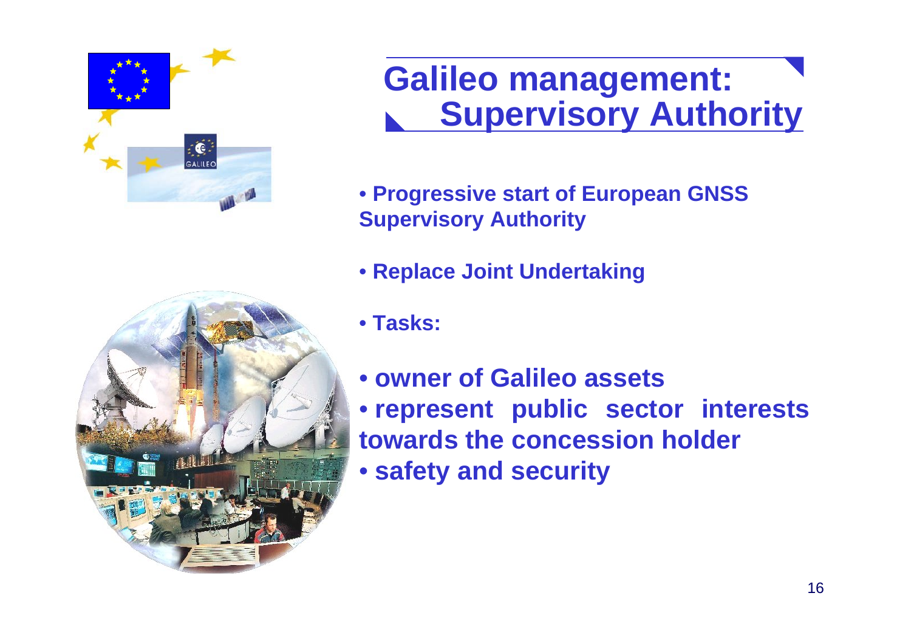# Galileo management: Supervisory Authority

- Progressive start of European GNSS Supervisory Authority
- Replace Joint Undertaking
- Tasks:
- owner of Galileo assets
- represent public sector interests towards the concession holder
- safety and security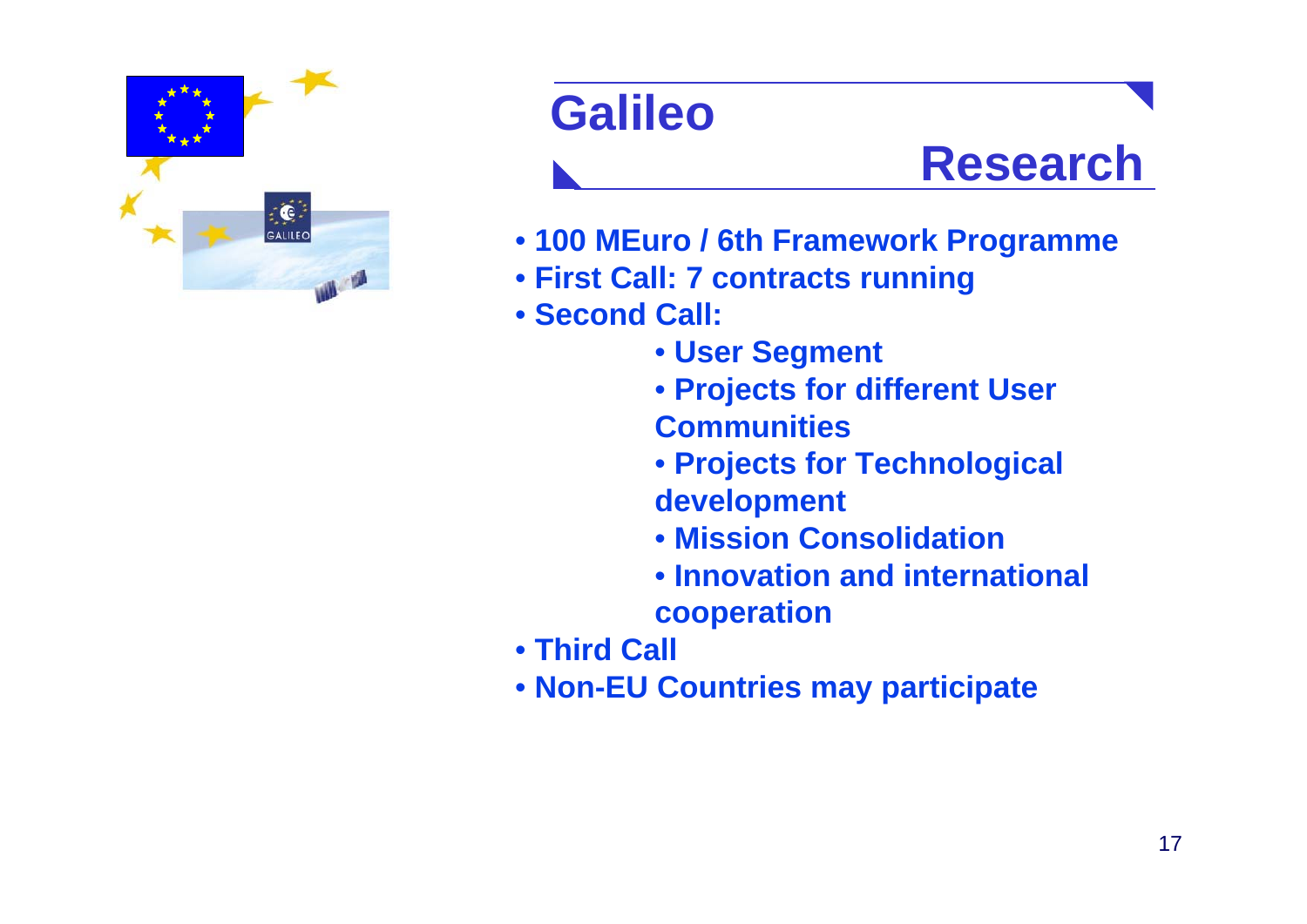# Galileo Research

- 100 MEuro / 6th Framework Programme
- First Call: 7 contracts running
- Second Call:
  - User Segment
  - Projects for different User Communities
  - Projects for Technological development
  - Mission Consolidation
  - Innovation and international cooperation
- Third Call
- Non-EU Countries may participate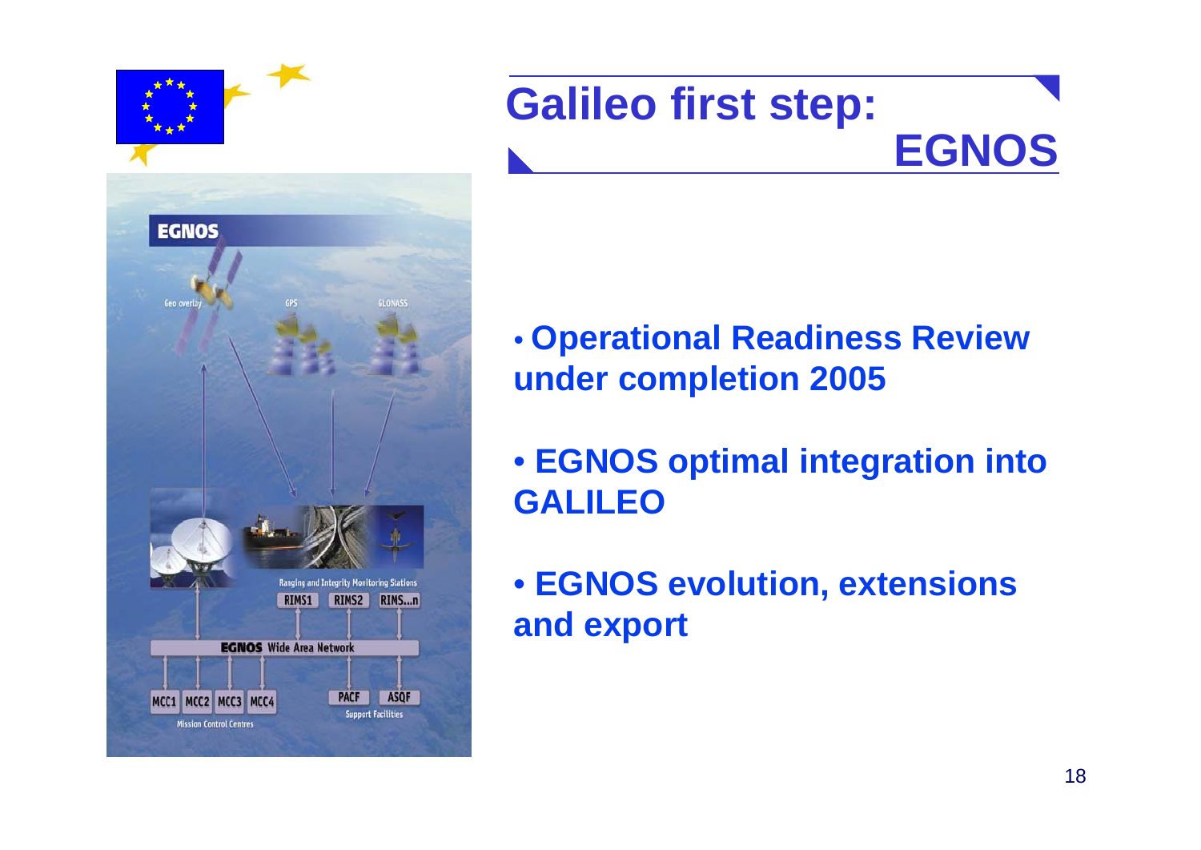# Galileo first step: EGNOS

- Operational Readiness Review under completion 2005
- EGNOS optimal integration into GALILEO
- EGNOS evolution, extensions and export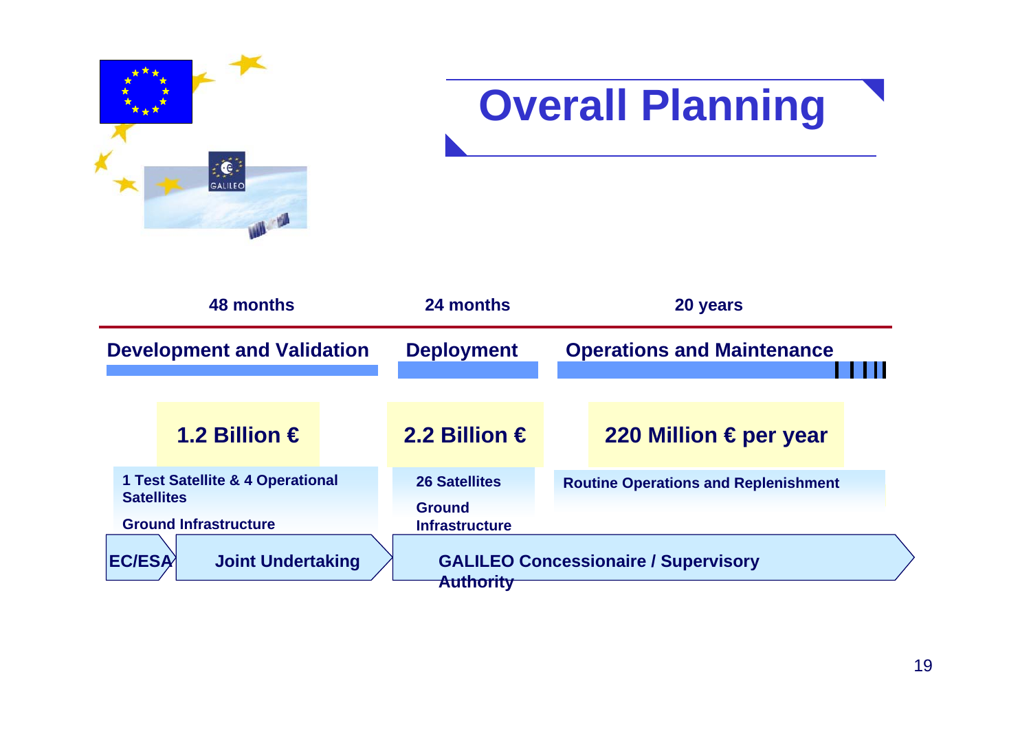# Overall Planning

| 48 months | 24 months | 20 years |
|---|---|---|
| **Development and Validation** | **Deployment** | **Operations and Maintenance** |
| **1.2 Billion €** | **2.2 Billion €** | **220 Million € per year** |
| 1 Test Satellite & 4 Operational Satellites<br><br>Ground Infrastructure | 26 Satellites<br><br>Ground Infrastructure | Routine Operations and Replenishment |
| EC/ESA → Joint Undertaking | GALILEO Concessionaire / Supervisory Authority | |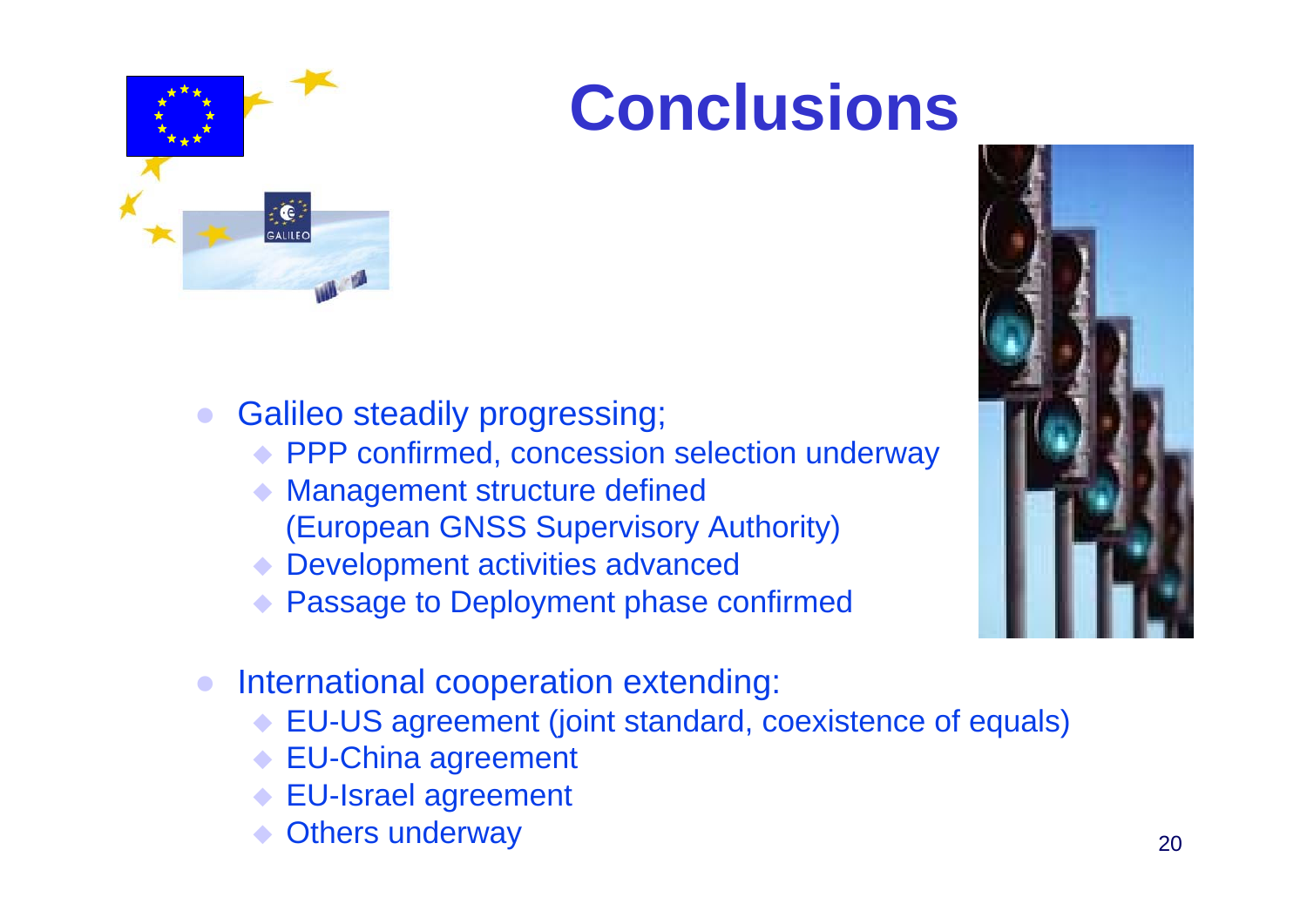# Conclusions

- Galileo steadily progressing;
  - PPP confirmed, concession selection underway
  - Management structure defined (European GNSS Supervisory Authority)
  - Development activities advanced
  - Passage to Deployment phase confirmed

- International cooperation extending:
  - EU-US agreement (joint standard, coexistence of equals)
  - EU-China agreement
  - EU-Israel agreement
  - Others underway